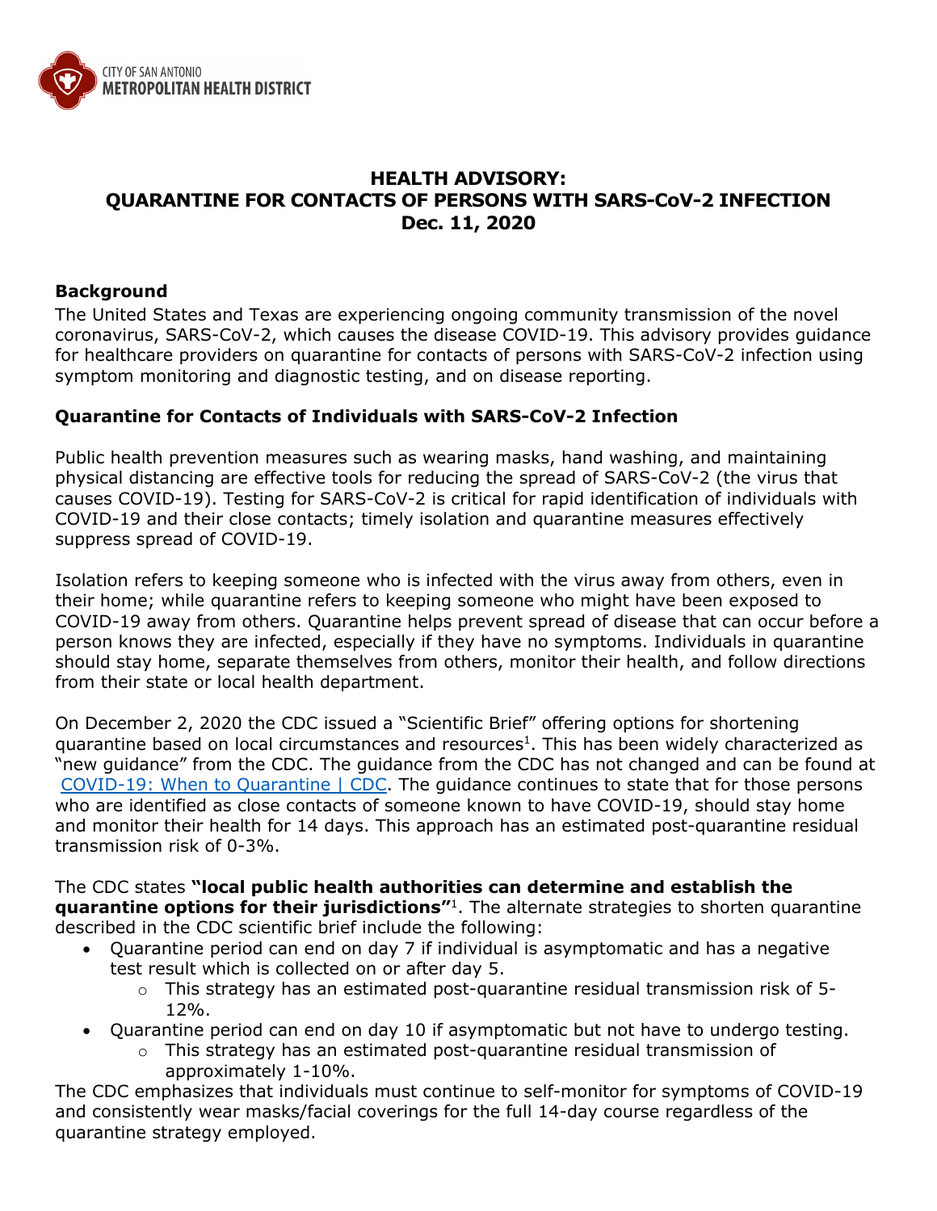CITY OF SAN ANTONIO
METROPOLITAN HEALTH DISTRICT

# HEALTH ADVISORY: QUARANTINE FOR CONTACTS OF PERSONS WITH SARS-CoV-2 INFECTION Dec. 11, 2020

## Background

The United States and Texas are experiencing ongoing community transmission of the novel coronavirus, SARS-CoV-2, which causes the disease COVID-19. This advisory provides guidance for healthcare providers on quarantine for contacts of persons with SARS-CoV-2 infection using symptom monitoring and diagnostic testing, and on disease reporting.

## Quarantine for Contacts of Individuals with SARS-CoV-2 Infection

Public health prevention measures such as wearing masks, hand washing, and maintaining physical distancing are effective tools for reducing the spread of SARS-CoV-2 (the virus that causes COVID-19). Testing for SARS-CoV-2 is critical for rapid identification of individuals with COVID-19 and their close contacts; timely isolation and quarantine measures effectively suppress spread of COVID-19.

Isolation refers to keeping someone who is infected with the virus away from others, even in their home; while quarantine refers to keeping someone who might have been exposed to COVID-19 away from others. Quarantine helps prevent spread of disease that can occur before a person knows they are infected, especially if they have no symptoms. Individuals in quarantine should stay home, separate themselves from others, monitor their health, and follow directions from their state or local health department.

On December 2, 2020 the CDC issued a "Scientific Brief" offering options for shortening quarantine based on local circumstances and resources[1]. This has been widely characterized as "new guidance" from the CDC. The guidance from the CDC has not changed and can be found at [COVID-19: When to Quarantine | CDC](). The guidance continues to state that for those persons who are identified as close contacts of someone known to have COVID-19, should stay home and monitor their health for 14 days. This approach has an estimated post-quarantine residual transmission risk of 0-3%.

The CDC states **"local public health authorities can determine and establish the quarantine options for their jurisdictions"**[1]. The alternate strategies to shorten quarantine described in the CDC scientific brief include the following:

- Quarantine period can end on day 7 if individual is asymptomatic and has a negative test result which is collected on or after day 5.
  - This strategy has an estimated post-quarantine residual transmission risk of 5-12%.
- Quarantine period can end on day 10 if asymptomatic but not have to undergo testing.
  - This strategy has an estimated post-quarantine residual transmission of approximately 1-10%.

The CDC emphasizes that individuals must continue to self-monitor for symptoms of COVID-19 and consistently wear masks/facial coverings for the full 14-day course regardless of the quarantine strategy employed.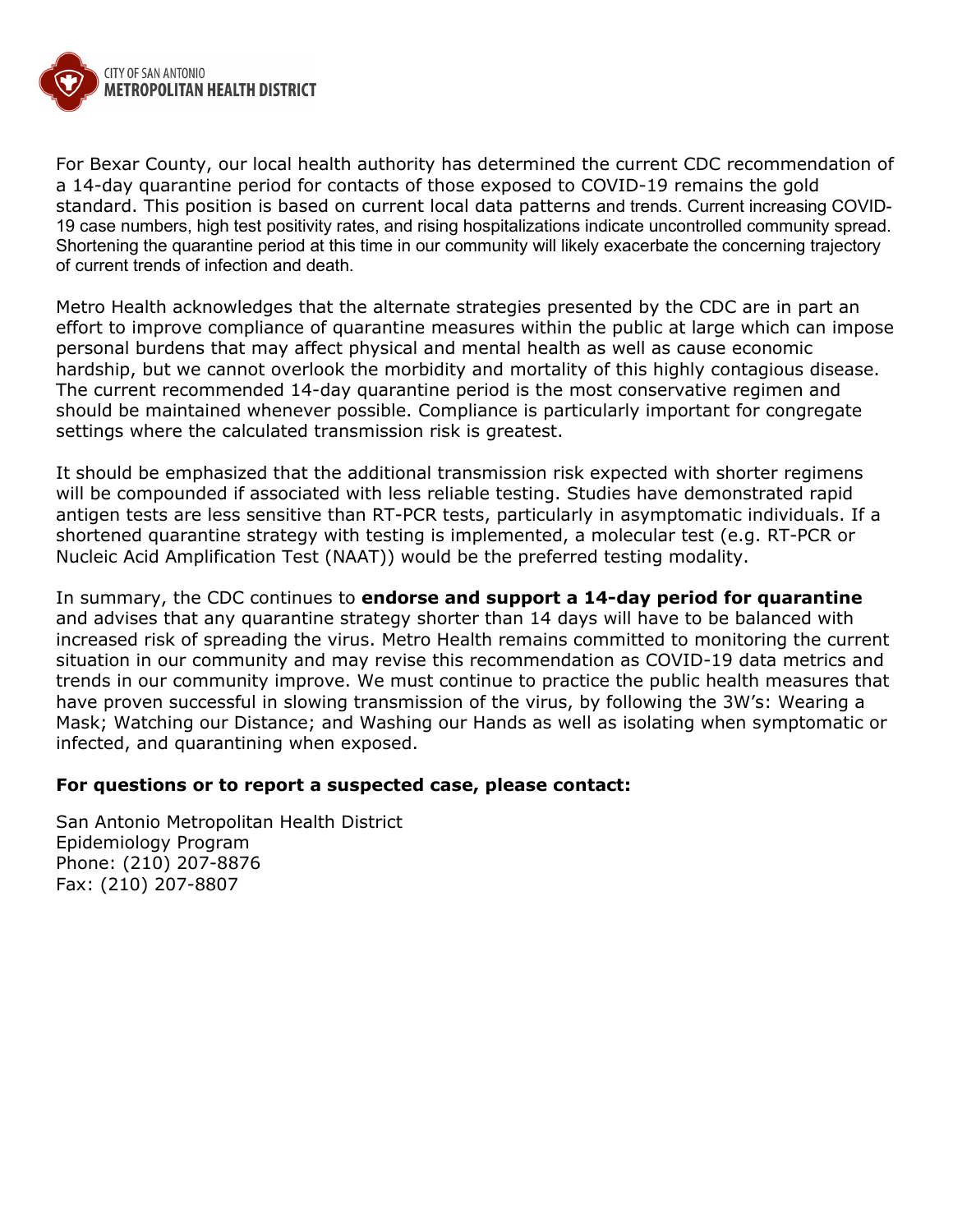For Bexar County, our local health authority has determined the current CDC recommendation of a 14-day quarantine period for contacts of those exposed to COVID-19 remains the gold standard. This position is based on current local data patterns and trends. Current increasing COVID-19 case numbers, high test positivity rates, and rising hospitalizations indicate uncontrolled community spread. Shortening the quarantine period at this time in our community will likely exacerbate the concerning trajectory of current trends of infection and death.

Metro Health acknowledges that the alternate strategies presented by the CDC are in part an effort to improve compliance of quarantine measures within the public at large which can impose personal burdens that may affect physical and mental health as well as cause economic hardship, but we cannot overlook the morbidity and mortality of this highly contagious disease. The current recommended 14-day quarantine period is the most conservative regimen and should be maintained whenever possible. Compliance is particularly important for congregate settings where the calculated transmission risk is greatest.

It should be emphasized that the additional transmission risk expected with shorter regimens will be compounded if associated with less reliable testing. Studies have demonstrated rapid antigen tests are less sensitive than RT-PCR tests, particularly in asymptomatic individuals. If a shortened quarantine strategy with testing is implemented, a molecular test (e.g. RT-PCR or Nucleic Acid Amplification Test (NAAT)) would be the preferred testing modality.

In summary, the CDC continues to **endorse and support a 14-day period for quarantine** and advises that any quarantine strategy shorter than 14 days will have to be balanced with increased risk of spreading the virus. Metro Health remains committed to monitoring the current situation in our community and may revise this recommendation as COVID-19 data metrics and trends in our community improve. We must continue to practice the public health measures that have proven successful in slowing transmission of the virus, by following the 3W's: Wearing a Mask; Watching our Distance; and Washing our Hands as well as isolating when symptomatic or infected, and quarantining when exposed.

**For questions or to report a suspected case, please contact:**

San Antonio Metropolitan Health District
Epidemiology Program
Phone: (210) 207-8876
Fax: (210) 207-8807